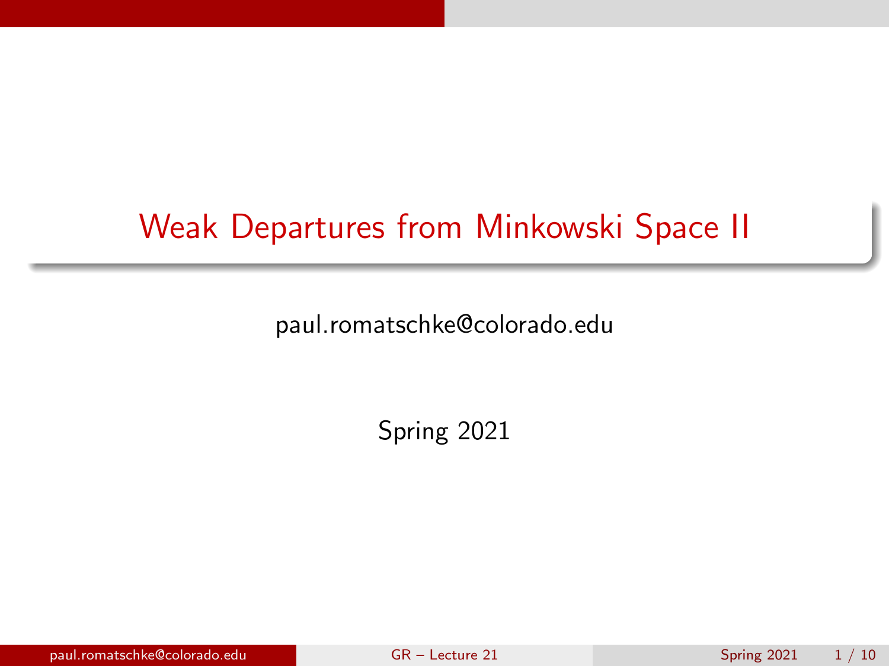# Weak Departures from Minkowski Space II

paul.romatschke@colorado.edu

Spring 2021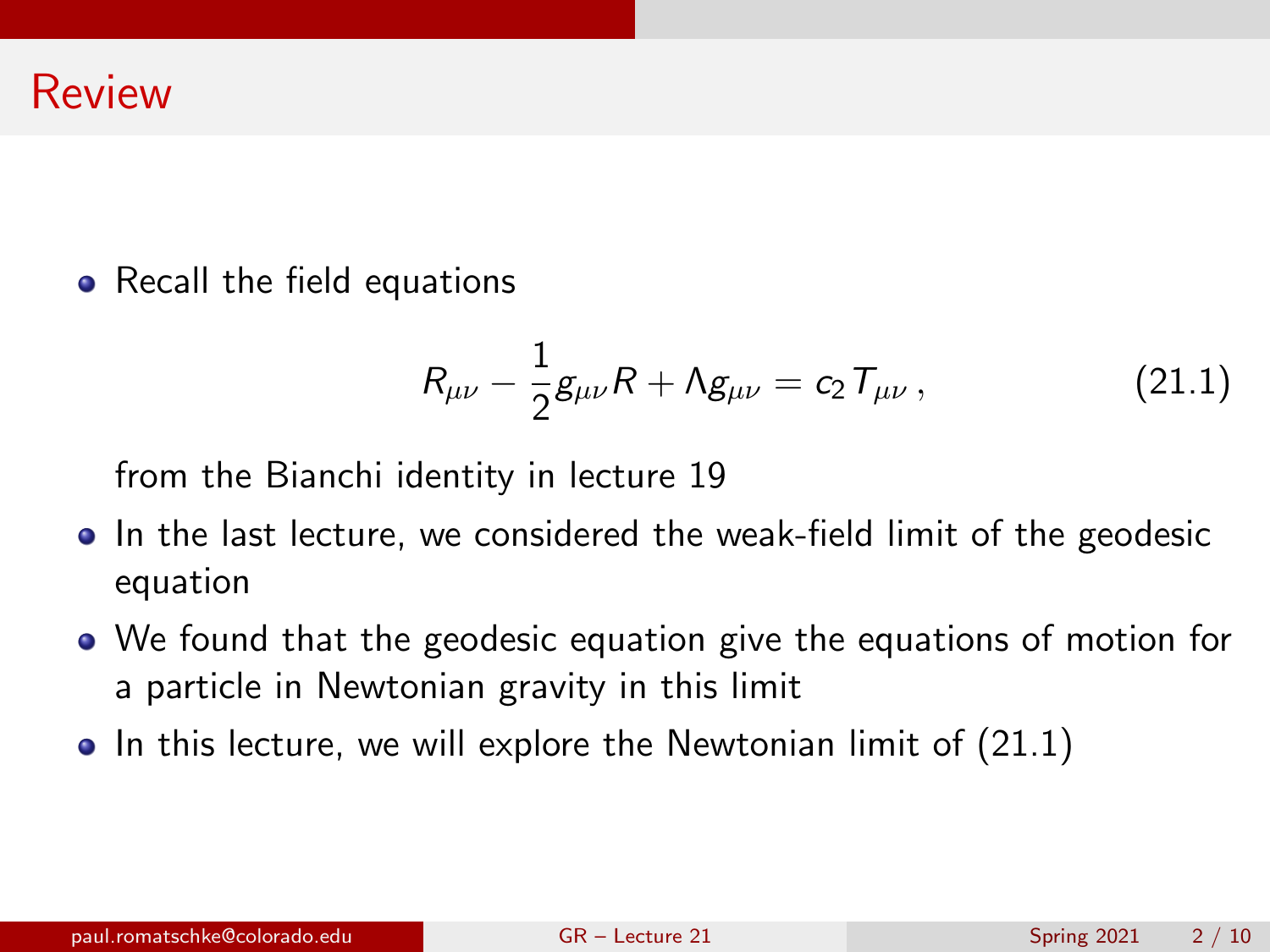# Review

- Recall the field equations

$$R_{\mu\nu} - \frac{1}{2} g_{\mu\nu} R + \Lambda g_{\mu\nu} = c_2 T_{\mu\nu} \,, \tag{21.1}$$

  from the Bianchi identity in lecture 19

- In the last lecture, we considered the weak-field limit of the geodesic equation
- We found that the geodesic equation give the equations of motion for a particle in Newtonian gravity in this limit
- In this lecture, we will explore the Newtonian limit of (21.1)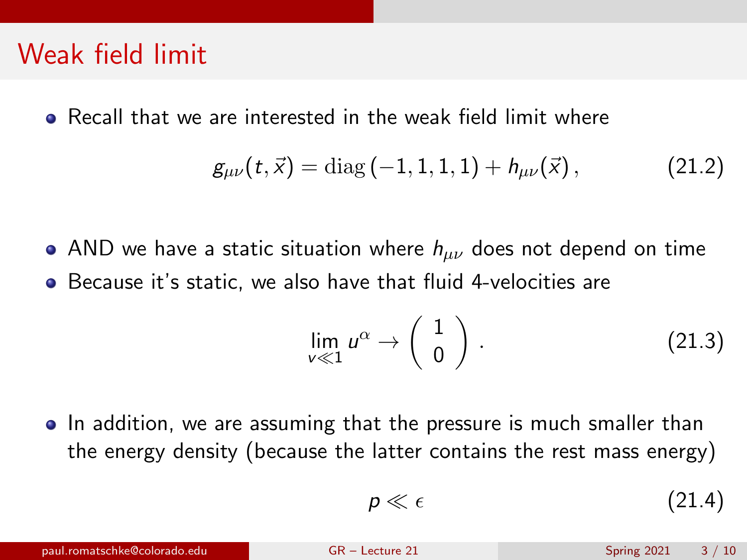# Weak field limit

- Recall that we are interested in the weak field limit where

$$g_{\mu\nu}(t,\vec{x}) = \mathrm{diag}\left(-1,1,1,1\right) + h_{\mu\nu}(\vec{x})\,, \tag{21.2}$$

- AND we have a static situation where $h_{\mu\nu}$ does not depend on time
- Because it's static, we also have that fluid 4-velocities are

$$\lim_{v\ll 1} u^{\alpha} \to \left(\begin{array}{c} 1 \\ 0 \end{array}\right). \tag{21.3}$$

- In addition, we are assuming that the pressure is much smaller than the energy density (because the latter contains the rest mass energy)

$$p \ll \epsilon \tag{21.4}$$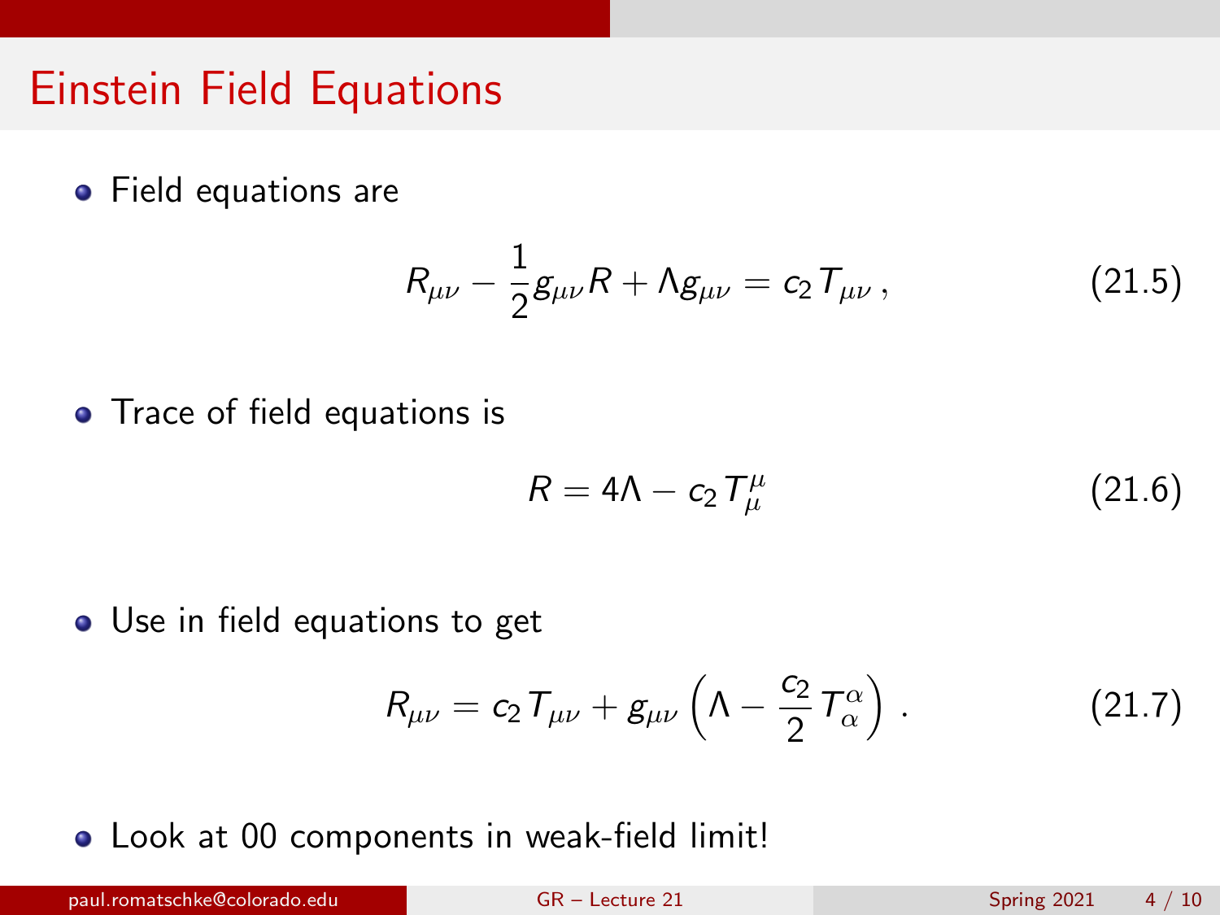# Einstein Field Equations

- Field equations are

$$R_{\mu\nu} - \frac{1}{2} g_{\mu\nu} R + \Lambda g_{\mu\nu} = c_2 T_{\mu\nu} \,, \tag{21.5}$$

- Trace of field equations is

$$R = 4\Lambda - c_2 T^{\mu}_{\mu} \tag{21.6}$$

- Use in field equations to get

$$R_{\mu\nu} = c_2 T_{\mu\nu} + g_{\mu\nu} \left( \Lambda - \frac{c_2}{2} T^{\alpha}_{\alpha} \right) \,. \tag{21.7}$$

- Look at 00 components in weak-field limit!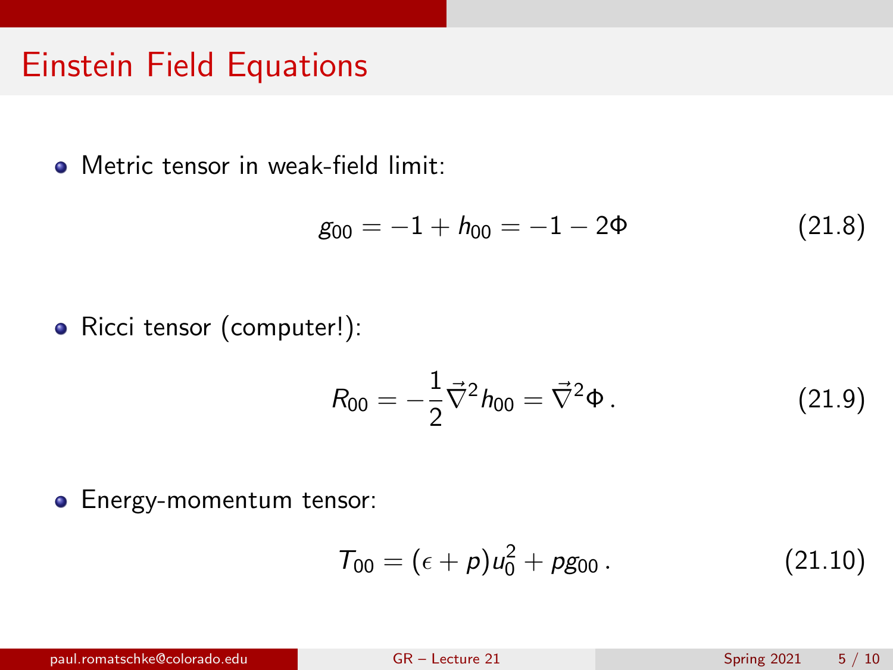# Einstein Field Equations

- Metric tensor in weak-field limit:

$$g_{00} = -1 + h_{00} = -1 - 2\Phi \tag{21.8}$$

- Ricci tensor (computer!):

$$R_{00} = -\frac{1}{2}\vec{\nabla}^2 h_{00} = \vec{\nabla}^2 \Phi \,. \tag{21.9}$$

- Energy-momentum tensor:

$$T_{00} = (\epsilon + p)u_0^2 + p g_{00} \,. \tag{21.10}$$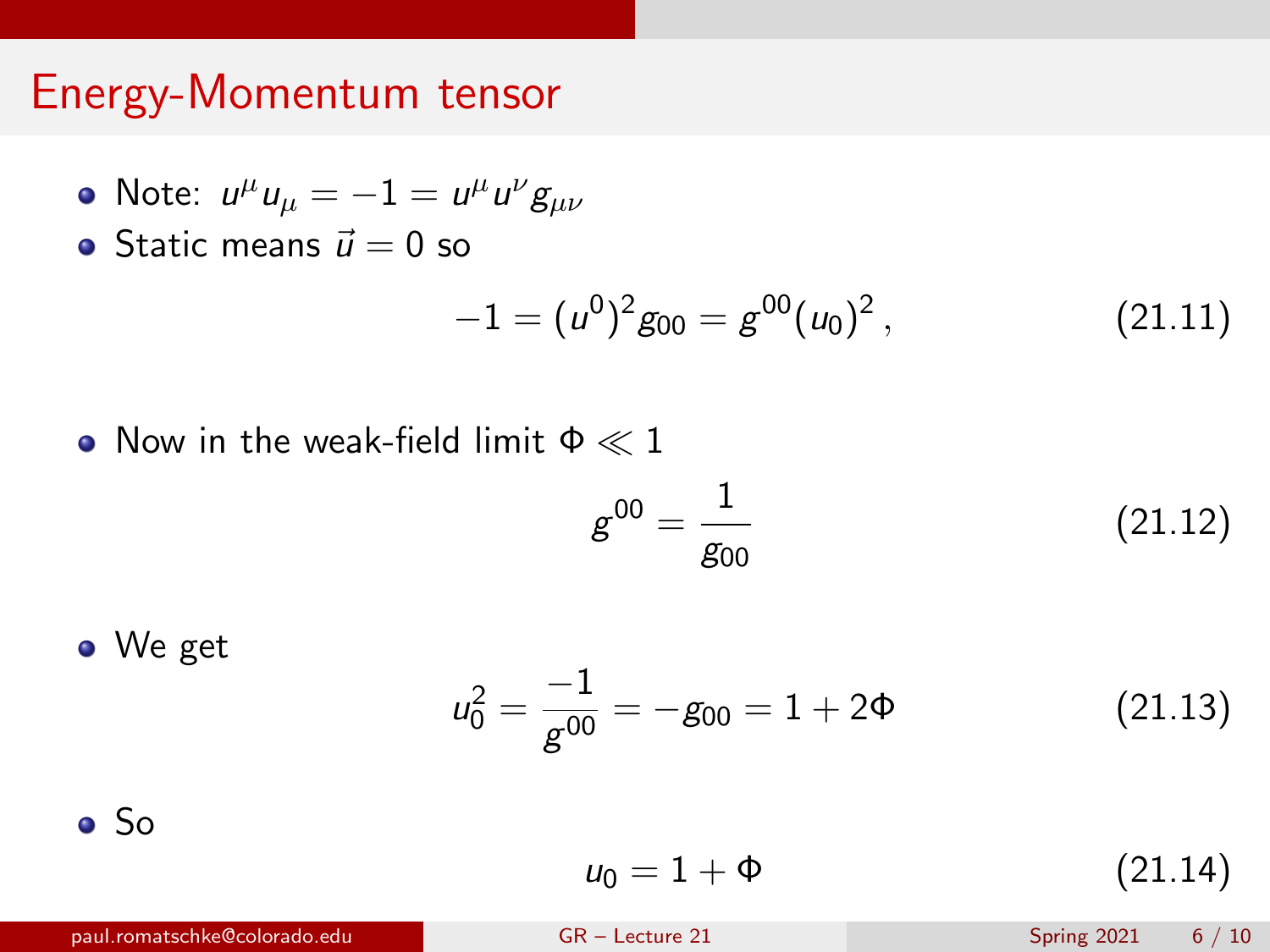# Energy-Momentum tensor

- Note: $u^\mu u_\mu = -1 = u^\mu u^\nu g_{\mu\nu}$
- Static means $\vec{u} = 0$ so

$$-1 = (u^0)^2 g_{00} = g^{00}(u_0)^2 \,, \tag{21.11}$$

- Now in the weak-field limit $\Phi \ll 1$

$$g^{00} = \frac{1}{g_{00}} \tag{21.12}$$

- We get

$$u_0^2 = \frac{-1}{g^{00}} = -g_{00} = 1 + 2\Phi \tag{21.13}$$

- So

$$u_0 = 1 + \Phi \tag{21.14}$$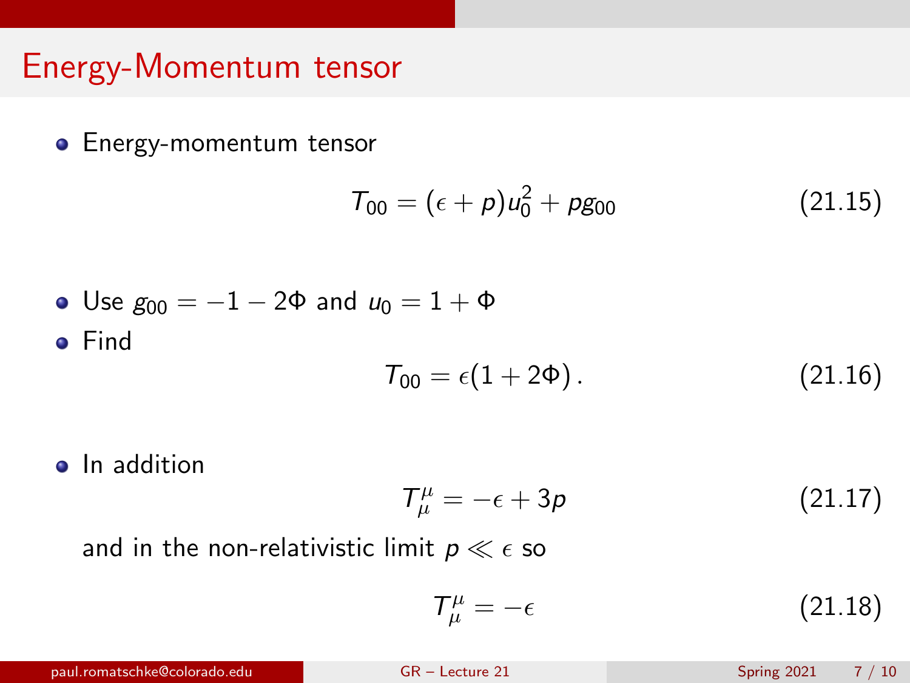# Energy-Momentum tensor

- Energy-momentum tensor

$$T_{00} = (\epsilon + p)u_0^2 + p g_{00} \tag{21.15}$$

- Use $g_{00} = -1 - 2\Phi$ and $u_0 = 1 + \Phi$
- Find

$$T_{00} = \epsilon(1 + 2\Phi)\,. \tag{21.16}$$

- In addition

$$T_\mu^\mu = -\epsilon + 3p \tag{21.17}$$

and in the non-relativistic limit $p \ll \epsilon$ so

$$T_\mu^\mu = -\epsilon \tag{21.18}$$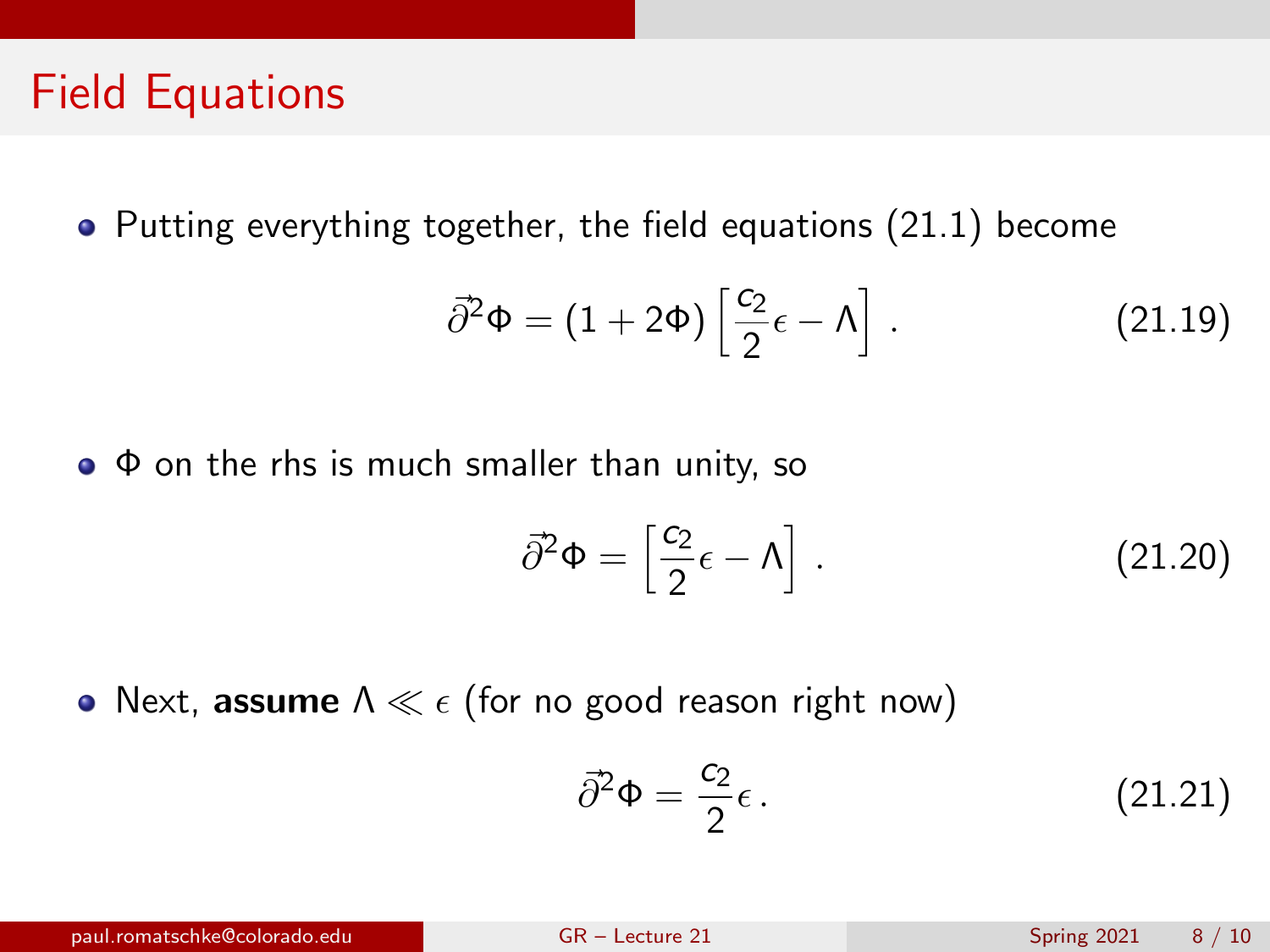# Field Equations

- Putting everything together, the field equations (21.1) become

$$\vec{\partial}^2 \Phi = (1 + 2\Phi) \left[ \frac{c_2}{2} \epsilon - \Lambda \right] . \tag{21.19}$$

- $\Phi$ on the rhs is much smaller than unity, so

$$\vec{\partial}^2 \Phi = \left[ \frac{c_2}{2} \epsilon - \Lambda \right] . \tag{21.20}$$

- Next, **assume** $\Lambda \ll \epsilon$ (for no good reason right now)

$$\vec{\partial}^2 \Phi = \frac{c_2}{2} \epsilon . \tag{21.21}$$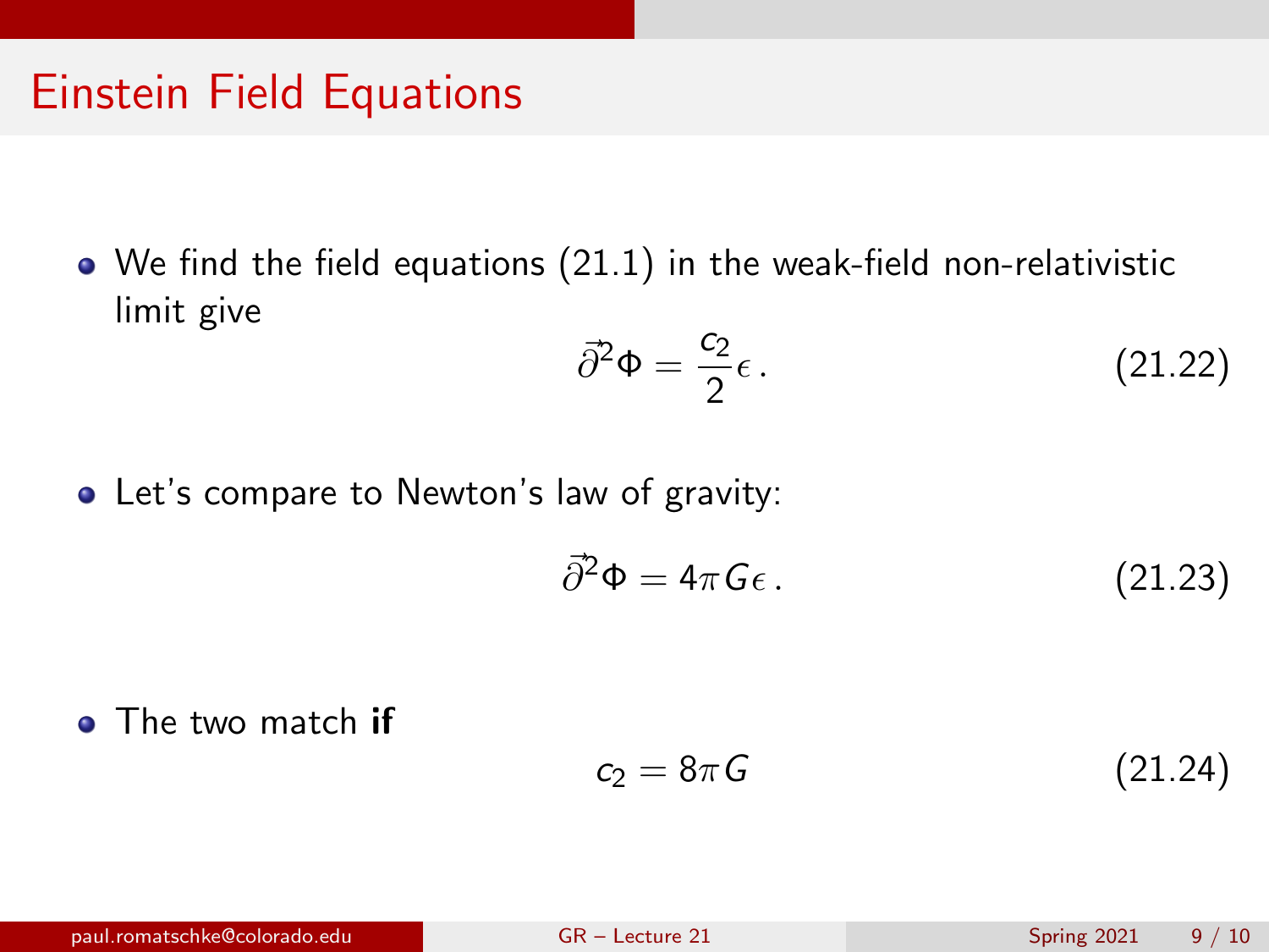# Einstein Field Equations

- We find the field equations (21.1) in the weak-field non-relativistic limit give

$$\vec{\partial}^2 \Phi = \frac{c_2}{2} \epsilon \,. \tag{21.22}$$

- Let's compare to Newton's law of gravity:

$$\vec{\partial}^2 \Phi = 4\pi G \epsilon \,. \tag{21.23}$$

- The two match **if**

$$c_2 = 8\pi G \tag{21.24}$$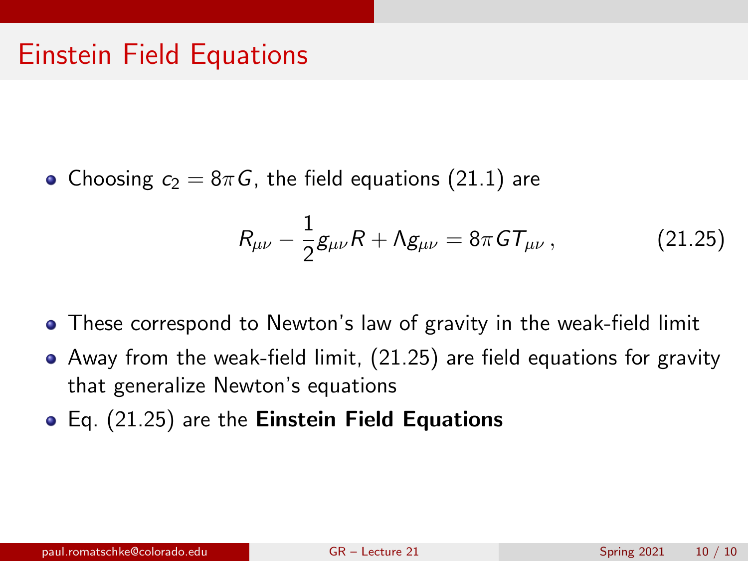# Einstein Field Equations

- Choosing $c_2 = 8\pi G$, the field equations (21.1) are

$$R_{\mu\nu} - \frac{1}{2} g_{\mu\nu} R + \Lambda g_{\mu\nu} = 8\pi G T_{\mu\nu} \,, \tag{21.25}$$

- These correspond to Newton's law of gravity in the weak-field limit
- Away from the weak-field limit, (21.25) are field equations for gravity that generalize Newton's equations
- Eq. (21.25) are the **Einstein Field Equations**